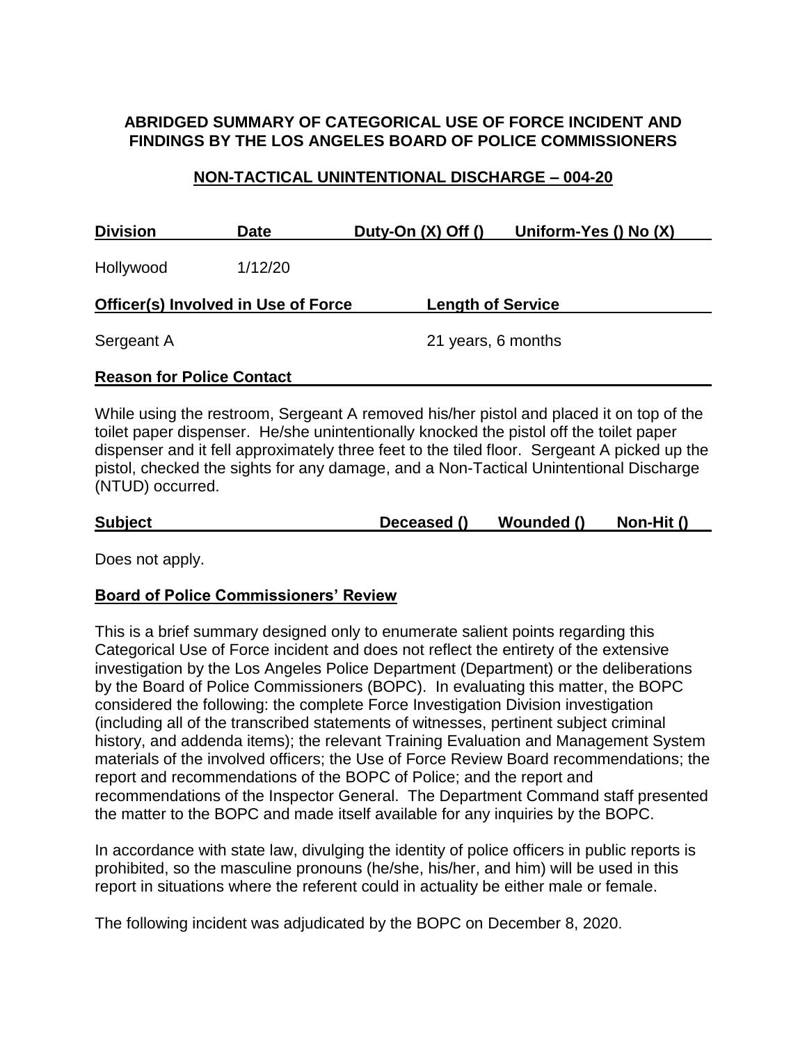**ABRIDGED SUMMARY OF CATEGORICAL USE OF FORCE INCIDENT AND FINDINGS BY THE LOS ANGELES BOARD OF POLICE COMMISSIONERS**

**NON-TACTICAL UNINTENTIONAL DISCHARGE – 004-20**

| Division | Date | Duty-On (X) Off () | Uniform-Yes () No (X) |
|---|---|---|---|
| Hollywood | 1/12/20 | | |

| Officer(s) Involved in Use of Force | Length of Service |
|---|---|
| Sergeant A | 21 years, 6 months |

**Reason for Police Contact**

While using the restroom, Sergeant A removed his/her pistol and placed it on top of the toilet paper dispenser. He/she unintentionally knocked the pistol off the toilet paper dispenser and it fell approximately three feet to the tiled floor. Sergeant A picked up the pistol, checked the sights for any damage, and a Non-Tactical Unintentional Discharge (NTUD) occurred.

| Subject | Deceased () | Wounded () | Non-Hit () |
|---|---|---|---|

Does not apply.

**Board of Police Commissioners' Review**

This is a brief summary designed only to enumerate salient points regarding this Categorical Use of Force incident and does not reflect the entirety of the extensive investigation by the Los Angeles Police Department (Department) or the deliberations by the Board of Police Commissioners (BOPC). In evaluating this matter, the BOPC considered the following: the complete Force Investigation Division investigation (including all of the transcribed statements of witnesses, pertinent subject criminal history, and addenda items); the relevant Training Evaluation and Management System materials of the involved officers; the Use of Force Review Board recommendations; the report and recommendations of the BOPC of Police; and the report and recommendations of the Inspector General. The Department Command staff presented the matter to the BOPC and made itself available for any inquiries by the BOPC.

In accordance with state law, divulging the identity of police officers in public reports is prohibited, so the masculine pronouns (he/she, his/her, and him) will be used in this report in situations where the referent could in actuality be either male or female.

The following incident was adjudicated by the BOPC on December 8, 2020.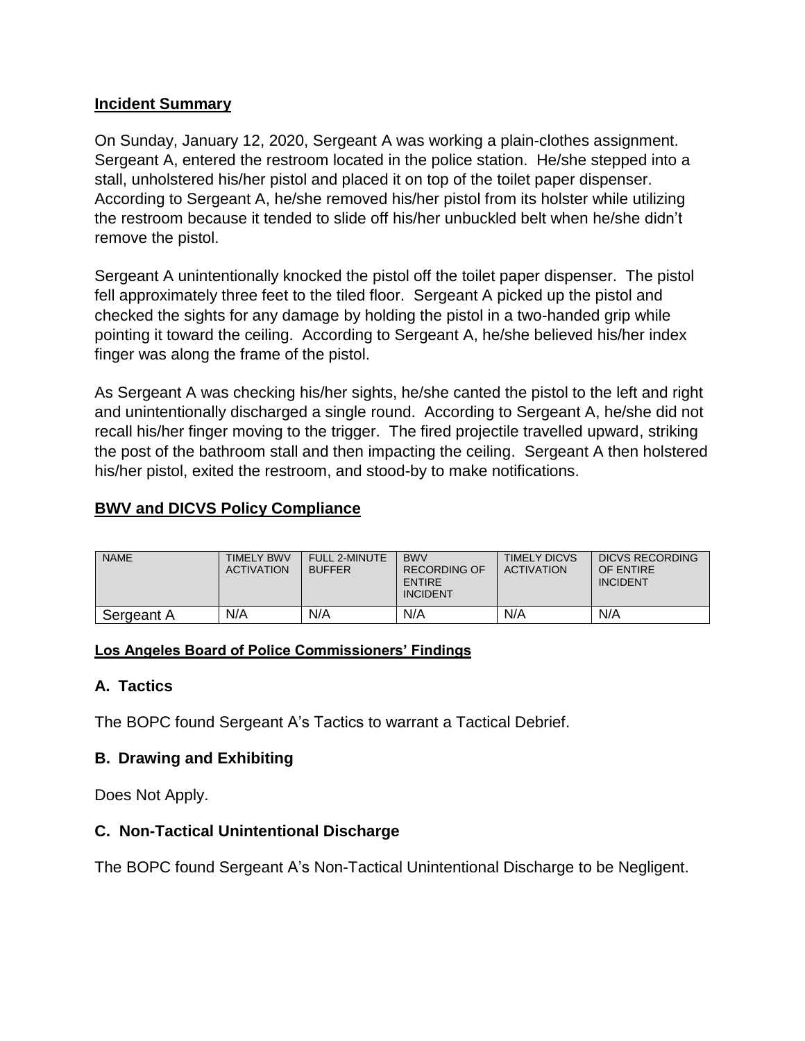**Incident Summary**

On Sunday, January 12, 2020, Sergeant A was working a plain-clothes assignment. Sergeant A, entered the restroom located in the police station. He/she stepped into a stall, unholstered his/her pistol and placed it on top of the toilet paper dispenser. According to Sergeant A, he/she removed his/her pistol from its holster while utilizing the restroom because it tended to slide off his/her unbuckled belt when he/she didn't remove the pistol.

Sergeant A unintentionally knocked the pistol off the toilet paper dispenser. The pistol fell approximately three feet to the tiled floor. Sergeant A picked up the pistol and checked the sights for any damage by holding the pistol in a two-handed grip while pointing it toward the ceiling. According to Sergeant A, he/she believed his/her index finger was along the frame of the pistol.

As Sergeant A was checking his/her sights, he/she canted the pistol to the left and right and unintentionally discharged a single round. According to Sergeant A, he/she did not recall his/her finger moving to the trigger. The fired projectile travelled upward, striking the post of the bathroom stall and then impacting the ceiling. Sergeant A then holstered his/her pistol, exited the restroom, and stood-by to make notifications.

**BWV and DICVS Policy Compliance**

| NAME | TIMELY BWV ACTIVATION | FULL 2-MINUTE BUFFER | BWV RECORDING OF ENTIRE INCIDENT | TIMELY DICVS ACTIVATION | DICVS RECORDING OF ENTIRE INCIDENT |
|---|---|---|---|---|---|
| Sergeant A | N/A | N/A | N/A | N/A | N/A |

**Los Angeles Board of Police Commissioners' Findings**

### A. Tactics

The BOPC found Sergeant A's Tactics to warrant a Tactical Debrief.

### B. Drawing and Exhibiting

Does Not Apply.

### C. Non-Tactical Unintentional Discharge

The BOPC found Sergeant A's Non-Tactical Unintentional Discharge to be Negligent.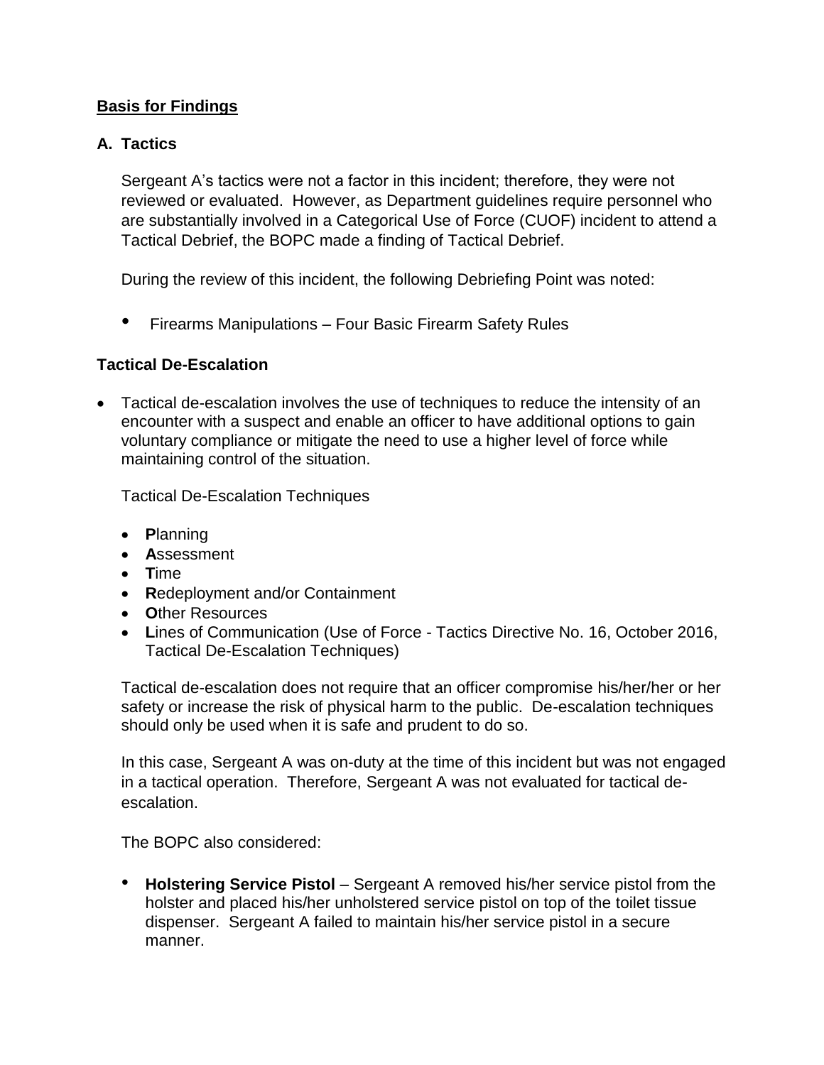## Basis for Findings

### A. Tactics

Sergeant A's tactics were not a factor in this incident; therefore, they were not reviewed or evaluated. However, as Department guidelines require personnel who are substantially involved in a Categorical Use of Force (CUOF) incident to attend a Tactical Debrief, the BOPC made a finding of Tactical Debrief.

During the review of this incident, the following Debriefing Point was noted:

- Firearms Manipulations – Four Basic Firearm Safety Rules

### Tactical De-Escalation

- Tactical de-escalation involves the use of techniques to reduce the intensity of an encounter with a suspect and enable an officer to have additional options to gain voluntary compliance or mitigate the need to use a higher level of force while maintaining control of the situation.

  Tactical De-Escalation Techniques

  - **P**lanning
  - **A**ssessment
  - **T**ime
  - **R**edeployment and/or Containment
  - **O**ther Resources
  - **L**ines of Communication (Use of Force - Tactics Directive No. 16, October 2016, Tactical De-Escalation Techniques)

  Tactical de-escalation does not require that an officer compromise his/her/her or her safety or increase the risk of physical harm to the public. De-escalation techniques should only be used when it is safe and prudent to do so.

  In this case, Sergeant A was on-duty at the time of this incident but was not engaged in a tactical operation. Therefore, Sergeant A was not evaluated for tactical de-escalation.

  The BOPC also considered:

  - **Holstering Service Pistol** – Sergeant A removed his/her service pistol from the holster and placed his/her unholstered service pistol on top of the toilet tissue dispenser. Sergeant A failed to maintain his/her service pistol in a secure manner.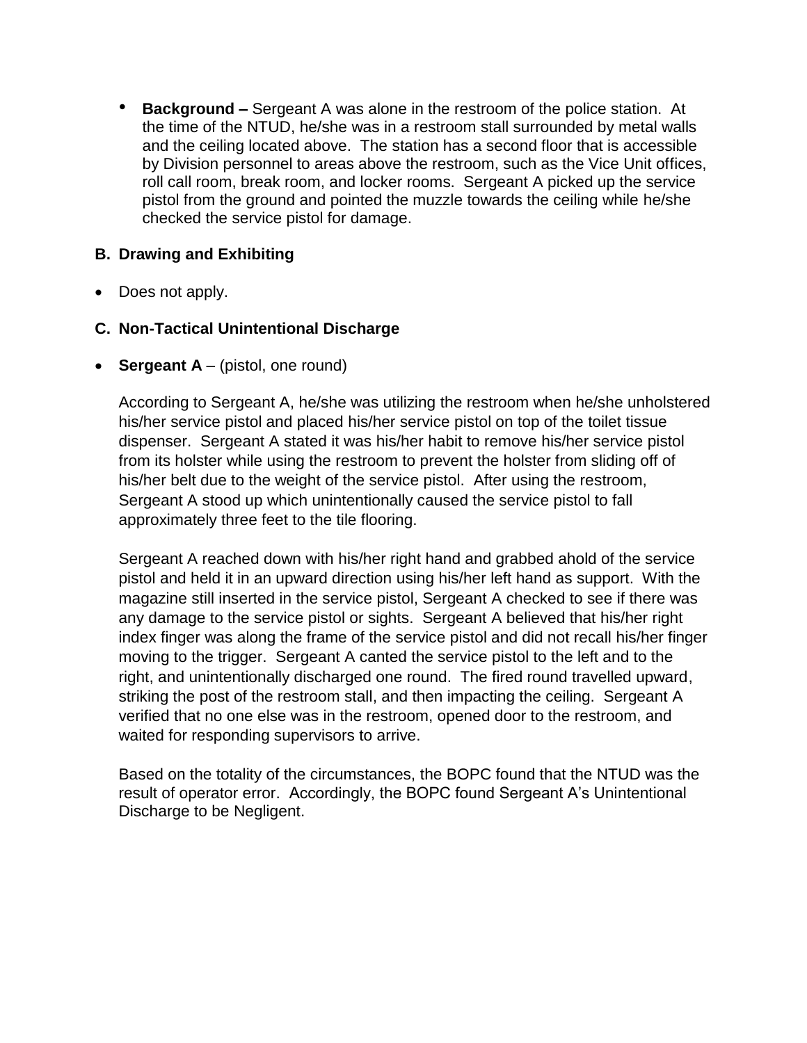- **Background –** Sergeant A was alone in the restroom of the police station. At the time of the NTUD, he/she was in a restroom stall surrounded by metal walls and the ceiling located above. The station has a second floor that is accessible by Division personnel to areas above the restroom, such as the Vice Unit offices, roll call room, break room, and locker rooms. Sergeant A picked up the service pistol from the ground and pointed the muzzle towards the ceiling while he/she checked the service pistol for damage.

## B. Drawing and Exhibiting

- Does not apply.

## C. Non-Tactical Unintentional Discharge

- **Sergeant A** – (pistol, one round)

  According to Sergeant A, he/she was utilizing the restroom when he/she unholstered his/her service pistol and placed his/her service pistol on top of the toilet tissue dispenser. Sergeant A stated it was his/her habit to remove his/her service pistol from its holster while using the restroom to prevent the holster from sliding off of his/her belt due to the weight of the service pistol. After using the restroom, Sergeant A stood up which unintentionally caused the service pistol to fall approximately three feet to the tile flooring.

  Sergeant A reached down with his/her right hand and grabbed ahold of the service pistol and held it in an upward direction using his/her left hand as support. With the magazine still inserted in the service pistol, Sergeant A checked to see if there was any damage to the service pistol or sights. Sergeant A believed that his/her right index finger was along the frame of the service pistol and did not recall his/her finger moving to the trigger. Sergeant A canted the service pistol to the left and to the right, and unintentionally discharged one round. The fired round travelled upward, striking the post of the restroom stall, and then impacting the ceiling. Sergeant A verified that no one else was in the restroom, opened door to the restroom, and waited for responding supervisors to arrive.

  Based on the totality of the circumstances, the BOPC found that the NTUD was the result of operator error. Accordingly, the BOPC found Sergeant A's Unintentional Discharge to be Negligent.